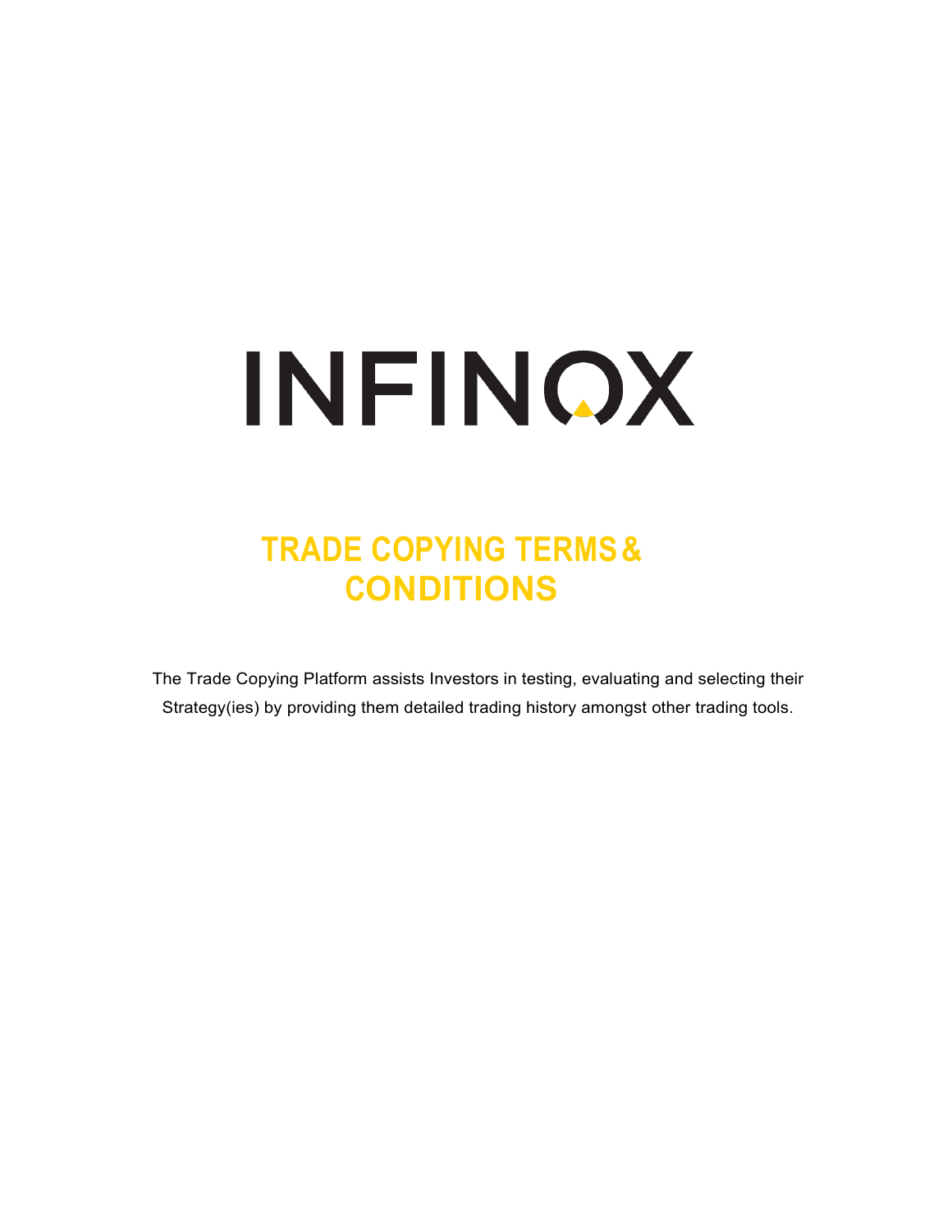# INFINOX

## TRADE COPYING TERMS & CONDITIONS

The Trade Copying Platform assists Investors in testing, evaluating and selecting their Strategy(ies) by providing them detailed trading history amongst other trading tools.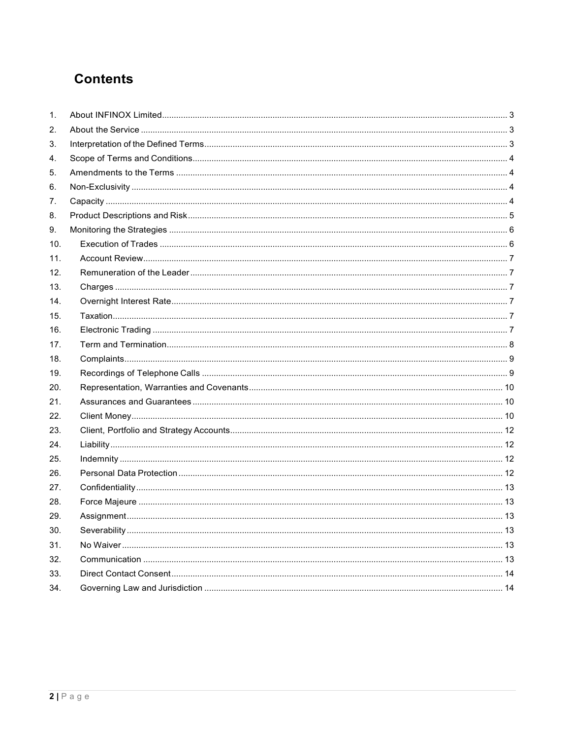# Contents

1. About INFINOX Limited ........ 3
2. About the Service ........ 3
3. Interpretation of the Defined Terms ........ 3
4. Scope of Terms and Conditions ........ 4
5. Amendments to the Terms ........ 4
6. Non-Exclusivity ........ 4
7. Capacity ........ 4
8. Product Descriptions and Risk ........ 5
9. Monitoring the Strategies ........ 6
10. Execution of Trades ........ 6
11. Account Review ........ 7
12. Remuneration of the Leader ........ 7
13. Charges ........ 7
14. Overnight Interest Rate ........ 7
15. Taxation ........ 7
16. Electronic Trading ........ 7
17. Term and Termination ........ 8
18. Complaints ........ 9
19. Recordings of Telephone Calls ........ 9
20. Representation, Warranties and Covenants ........ 10
21. Assurances and Guarantees ........ 10
22. Client Money ........ 10
23. Client, Portfolio and Strategy Accounts ........ 12
24. Liability ........ 12
25. Indemnity ........ 12
26. Personal Data Protection ........ 12
27. Confidentiality ........ 13
28. Force Majeure ........ 13
29. Assignment ........ 13
30. Severability ........ 13
31. No Waiver ........ 13
32. Communication ........ 13
33. Direct Contact Consent ........ 14
34. Governing Law and Jurisdiction ........ 14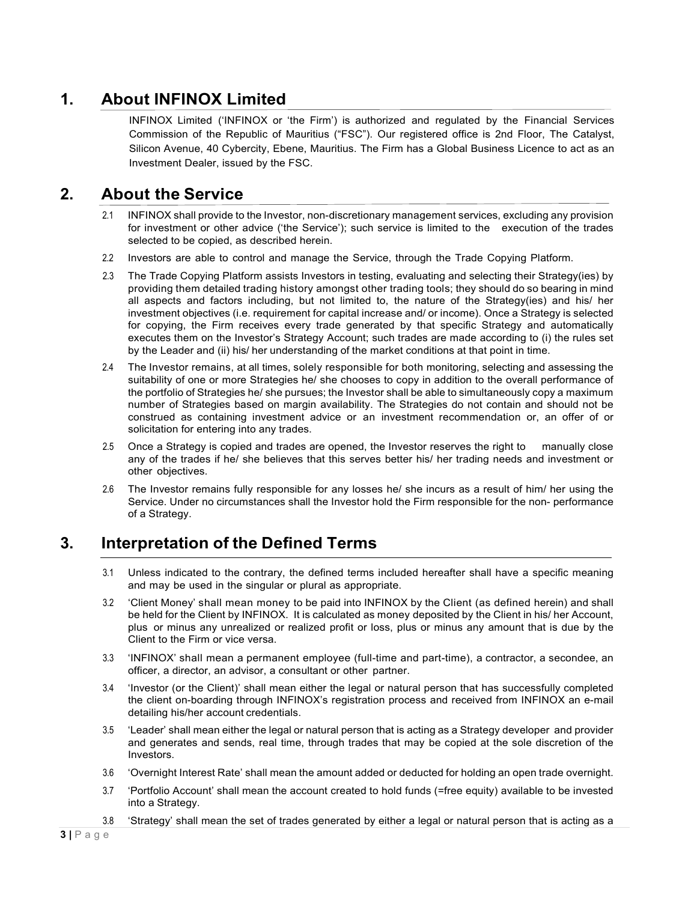## 1. About INFINOX Limited

INFINOX Limited ('INFINOX or 'the Firm') is authorized and regulated by the Financial Services Commission of the Republic of Mauritius ("FSC"). Our registered office is 2nd Floor, The Catalyst, Silicon Avenue, 40 Cybercity, Ebene, Mauritius. The Firm has a Global Business Licence to act as an Investment Dealer, issued by the FSC.

## 2. About the Service

2.1 INFINOX shall provide to the Investor, non-discretionary management services, excluding any provision for investment or other advice ('the Service'); such service is limited to the execution of the trades selected to be copied, as described herein.

2.2 Investors are able to control and manage the Service, through the Trade Copying Platform.

2.3 The Trade Copying Platform assists Investors in testing, evaluating and selecting their Strategy(ies) by providing them detailed trading history amongst other trading tools; they should do so bearing in mind all aspects and factors including, but not limited to, the nature of the Strategy(ies) and his/ her investment objectives (i.e. requirement for capital increase and/ or income). Once a Strategy is selected for copying, the Firm receives every trade generated by that specific Strategy and automatically executes them on the Investor's Strategy Account; such trades are made according to (i) the rules set by the Leader and (ii) his/ her understanding of the market conditions at that point in time.

2.4 The Investor remains, at all times, solely responsible for both monitoring, selecting and assessing the suitability of one or more Strategies he/ she chooses to copy in addition to the overall performance of the portfolio of Strategies he/ she pursues; the Investor shall be able to simultaneously copy a maximum number of Strategies based on margin availability. The Strategies do not contain and should not be construed as containing investment advice or an investment recommendation or, an offer of or solicitation for entering into any trades.

2.5 Once a Strategy is copied and trades are opened, the Investor reserves the right to manually close any of the trades if he/ she believes that this serves better his/ her trading needs and investment or other objectives.

2.6 The Investor remains fully responsible for any losses he/ she incurs as a result of him/ her using the Service. Under no circumstances shall the Investor hold the Firm responsible for the non- performance of a Strategy.

## 3. Interpretation of the Defined Terms

3.1 Unless indicated to the contrary, the defined terms included hereafter shall have a specific meaning and may be used in the singular or plural as appropriate.

3.2 'Client Money' shall mean money to be paid into INFINOX by the Client (as defined herein) and shall be held for the Client by INFINOX. It is calculated as money deposited by the Client in his/ her Account, plus or minus any unrealized or realized profit or loss, plus or minus any amount that is due by the Client to the Firm or vice versa.

3.3 'INFINOX' shall mean a permanent employee (full-time and part-time), a contractor, a secondee, an officer, a director, an advisor, a consultant or other partner.

3.4 'Investor (or the Client)' shall mean either the legal or natural person that has successfully completed the client on-boarding through INFINOX's registration process and received from INFINOX an e-mail detailing his/her account credentials.

3.5 'Leader' shall mean either the legal or natural person that is acting as a Strategy developer and provider and generates and sends, real time, through trades that may be copied at the sole discretion of the Investors.

3.6 'Overnight Interest Rate' shall mean the amount added or deducted for holding an open trade overnight.

3.7 'Portfolio Account' shall mean the account created to hold funds (=free equity) available to be invested into a Strategy.

3.8 'Strategy' shall mean the set of trades generated by either a legal or natural person that is acting as a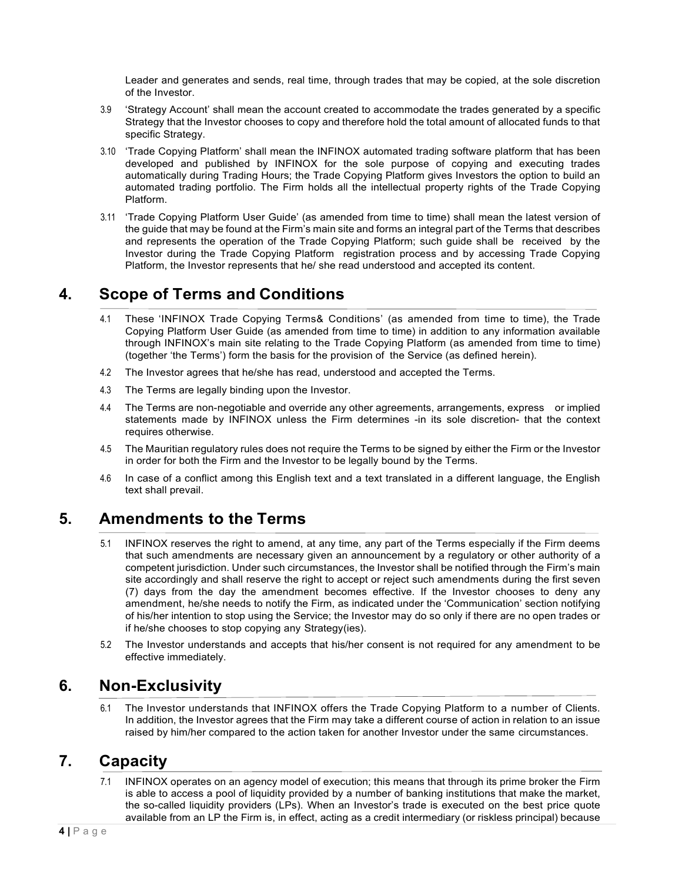Leader and generates and sends, real time, through trades that may be copied, at the sole discretion of the Investor.

3.9 'Strategy Account' shall mean the account created to accommodate the trades generated by a specific Strategy that the Investor chooses to copy and therefore hold the total amount of allocated funds to that specific Strategy.

3.10 'Trade Copying Platform' shall mean the INFINOX automated trading software platform that has been developed and published by INFINOX for the sole purpose of copying and executing trades automatically during Trading Hours; the Trade Copying Platform gives Investors the option to build an automated trading portfolio. The Firm holds all the intellectual property rights of the Trade Copying Platform.

3.11 'Trade Copying Platform User Guide' (as amended from time to time) shall mean the latest version of the guide that may be found at the Firm's main site and forms an integral part of the Terms that describes and represents the operation of the Trade Copying Platform; such guide shall be received by the Investor during the Trade Copying Platform registration process and by accessing Trade Copying Platform, the Investor represents that he/ she read understood and accepted its content.

## 4. Scope of Terms and Conditions

4.1 These 'INFINOX Trade Copying Terms& Conditions' (as amended from time to time), the Trade Copying Platform User Guide (as amended from time to time) in addition to any information available through INFINOX's main site relating to the Trade Copying Platform (as amended from time to time) (together 'the Terms') form the basis for the provision of the Service (as defined herein).

4.2 The Investor agrees that he/she has read, understood and accepted the Terms.

4.3 The Terms are legally binding upon the Investor.

4.4 The Terms are non-negotiable and override any other agreements, arrangements, express or implied statements made by INFINOX unless the Firm determines -in its sole discretion- that the context requires otherwise.

4.5 The Mauritian regulatory rules does not require the Terms to be signed by either the Firm or the Investor in order for both the Firm and the Investor to be legally bound by the Terms.

4.6 In case of a conflict among this English text and a text translated in a different language, the English text shall prevail.

## 5. Amendments to the Terms

5.1 INFINOX reserves the right to amend, at any time, any part of the Terms especially if the Firm deems that such amendments are necessary given an announcement by a regulatory or other authority of a competent jurisdiction. Under such circumstances, the Investor shall be notified through the Firm's main site accordingly and shall reserve the right to accept or reject such amendments during the first seven (7) days from the day the amendment becomes effective. If the Investor chooses to deny any amendment, he/she needs to notify the Firm, as indicated under the 'Communication' section notifying of his/her intention to stop using the Service; the Investor may do so only if there are no open trades or if he/she chooses to stop copying any Strategy(ies).

5.2 The Investor understands and accepts that his/her consent is not required for any amendment to be effective immediately.

## 6. Non-Exclusivity

6.1 The Investor understands that INFINOX offers the Trade Copying Platform to a number of Clients. In addition, the Investor agrees that the Firm may take a different course of action in relation to an issue raised by him/her compared to the action taken for another Investor under the same circumstances.

## 7. Capacity

7.1 INFINOX operates on an agency model of execution; this means that through its prime broker the Firm is able to access a pool of liquidity provided by a number of banking institutions that make the market, the so-called liquidity providers (LPs). When an Investor's trade is executed on the best price quote available from an LP the Firm is, in effect, acting as a credit intermediary (or riskless principal) because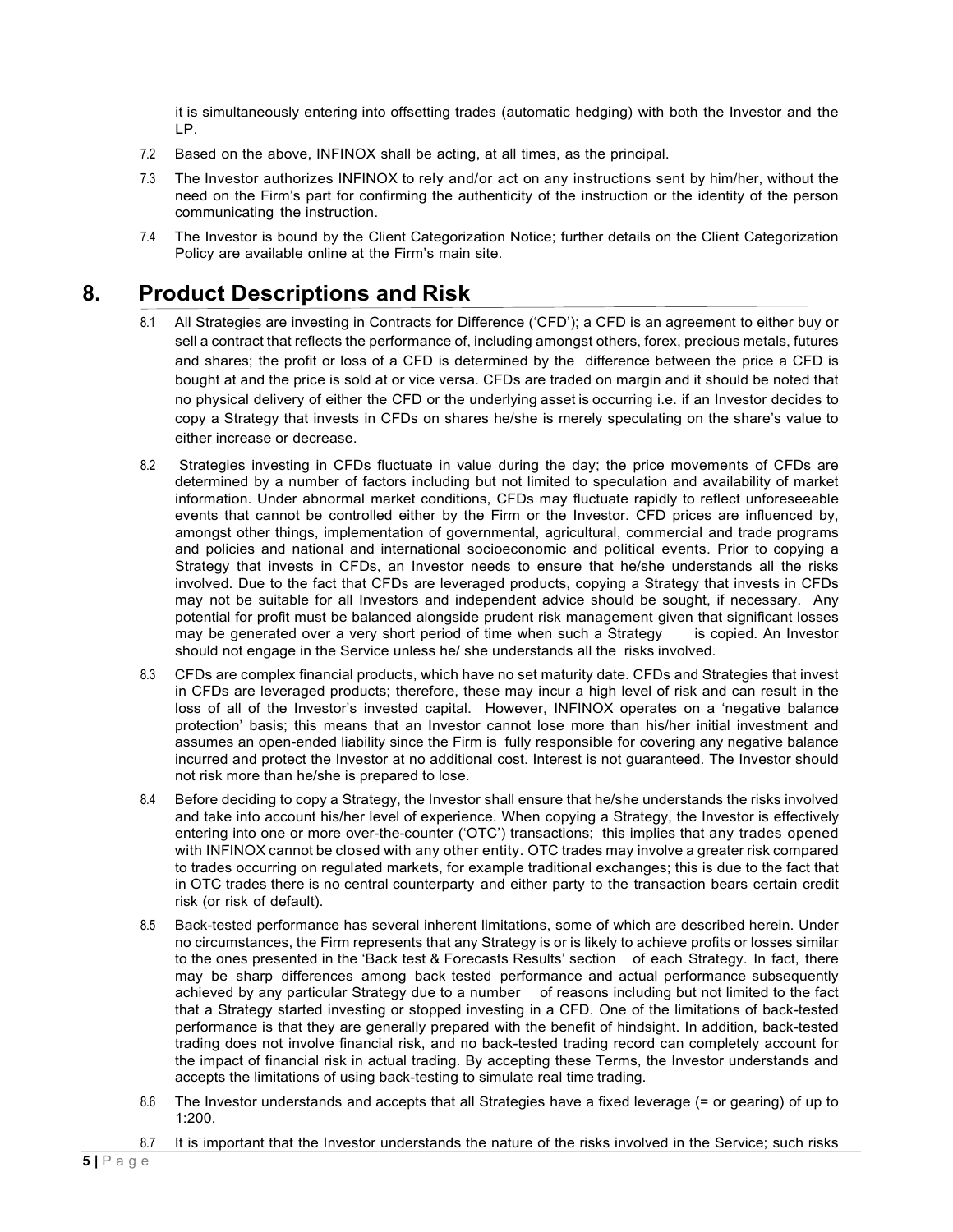it is simultaneously entering into offsetting trades (automatic hedging) with both the Investor and the LP.

7.2 Based on the above, INFINOX shall be acting, at all times, as the principal.

7.3 The Investor authorizes INFINOX to rely and/or act on any instructions sent by him/her, without the need on the Firm's part for confirming the authenticity of the instruction or the identity of the person communicating the instruction.

7.4 The Investor is bound by the Client Categorization Notice; further details on the Client Categorization Policy are available online at the Firm's main site.

## 8. Product Descriptions and Risk

8.1 All Strategies are investing in Contracts for Difference ('CFD'); a CFD is an agreement to either buy or sell a contract that reflects the performance of, including amongst others, forex, precious metals, futures and shares; the profit or loss of a CFD is determined by the difference between the price a CFD is bought at and the price is sold at or vice versa. CFDs are traded on margin and it should be noted that no physical delivery of either the CFD or the underlying asset is occurring i.e. if an Investor decides to copy a Strategy that invests in CFDs on shares he/she is merely speculating on the share's value to either increase or decrease.

8.2 Strategies investing in CFDs fluctuate in value during the day; the price movements of CFDs are determined by a number of factors including but not limited to speculation and availability of market information. Under abnormal market conditions, CFDs may fluctuate rapidly to reflect unforeseeable events that cannot be controlled either by the Firm or the Investor. CFD prices are influenced by, amongst other things, implementation of governmental, agricultural, commercial and trade programs and policies and national and international socioeconomic and political events. Prior to copying a Strategy that invests in CFDs, an Investor needs to ensure that he/she understands all the risks involved. Due to the fact that CFDs are leveraged products, copying a Strategy that invests in CFDs may not be suitable for all Investors and independent advice should be sought, if necessary. Any potential for profit must be balanced alongside prudent risk management given that significant losses may be generated over a very short period of time when such a Strategy is copied. An Investor should not engage in the Service unless he/ she understands all the risks involved.

8.3 CFDs are complex financial products, which have no set maturity date. CFDs and Strategies that invest in CFDs are leveraged products; therefore, these may incur a high level of risk and can result in the loss of all of the Investor's invested capital. However, INFINOX operates on a 'negative balance protection' basis; this means that an Investor cannot lose more than his/her initial investment and assumes an open-ended liability since the Firm is fully responsible for covering any negative balance incurred and protect the Investor at no additional cost. Interest is not guaranteed. The Investor should not risk more than he/she is prepared to lose.

8.4 Before deciding to copy a Strategy, the Investor shall ensure that he/she understands the risks involved and take into account his/her level of experience. When copying a Strategy, the Investor is effectively entering into one or more over-the-counter ('OTC') transactions; this implies that any trades opened with INFINOX cannot be closed with any other entity. OTC trades may involve a greater risk compared to trades occurring on regulated markets, for example traditional exchanges; this is due to the fact that in OTC trades there is no central counterparty and either party to the transaction bears certain credit risk (or risk of default).

8.5 Back-tested performance has several inherent limitations, some of which are described herein. Under no circumstances, the Firm represents that any Strategy is or is likely to achieve profits or losses similar to the ones presented in the 'Back test & Forecasts Results' section of each Strategy. In fact, there may be sharp differences among back tested performance and actual performance subsequently achieved by any particular Strategy due to a number of reasons including but not limited to the fact that a Strategy started investing or stopped investing in a CFD. One of the limitations of back-tested performance is that they are generally prepared with the benefit of hindsight. In addition, back-tested trading does not involve financial risk, and no back-tested trading record can completely account for the impact of financial risk in actual trading. By accepting these Terms, the Investor understands and accepts the limitations of using back-testing to simulate real time trading.

8.6 The Investor understands and accepts that all Strategies have a fixed leverage (= or gearing) of up to 1:200.

8.7 It is important that the Investor understands the nature of the risks involved in the Service; such risks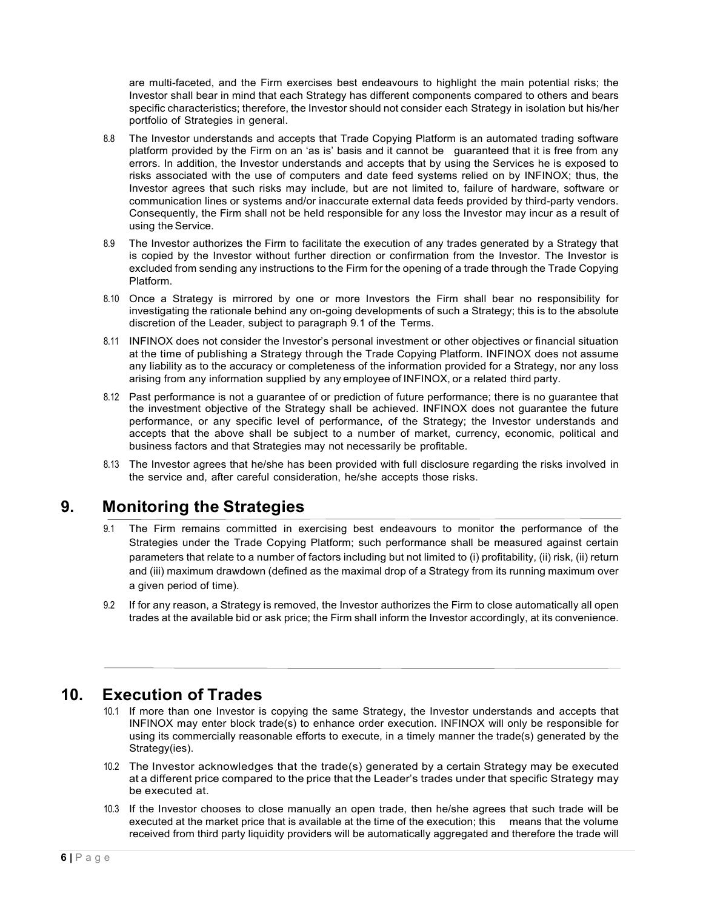are multi-faceted, and the Firm exercises best endeavours to highlight the main potential risks; the Investor shall bear in mind that each Strategy has different components compared to others and bears specific characteristics; therefore, the Investor should not consider each Strategy in isolation but his/her portfolio of Strategies in general.

8.8 The Investor understands and accepts that Trade Copying Platform is an automated trading software platform provided by the Firm on an 'as is' basis and it cannot be guaranteed that it is free from any errors. In addition, the Investor understands and accepts that by using the Services he is exposed to risks associated with the use of computers and date feed systems relied on by INFINOX; thus, the Investor agrees that such risks may include, but are not limited to, failure of hardware, software or communication lines or systems and/or inaccurate external data feeds provided by third-party vendors. Consequently, the Firm shall not be held responsible for any loss the Investor may incur as a result of using the Service.

8.9 The Investor authorizes the Firm to facilitate the execution of any trades generated by a Strategy that is copied by the Investor without further direction or confirmation from the Investor. The Investor is excluded from sending any instructions to the Firm for the opening of a trade through the Trade Copying Platform.

8.10 Once a Strategy is mirrored by one or more Investors the Firm shall bear no responsibility for investigating the rationale behind any on-going developments of such a Strategy; this is to the absolute discretion of the Leader, subject to paragraph 9.1 of the Terms.

8.11 INFINOX does not consider the Investor's personal investment or other objectives or financial situation at the time of publishing a Strategy through the Trade Copying Platform. INFINOX does not assume any liability as to the accuracy or completeness of the information provided for a Strategy, nor any loss arising from any information supplied by any employee of INFINOX, or a related third party.

8.12 Past performance is not a guarantee of or prediction of future performance; there is no guarantee that the investment objective of the Strategy shall be achieved. INFINOX does not guarantee the future performance, or any specific level of performance, of the Strategy; the Investor understands and accepts that the above shall be subject to a number of market, currency, economic, political and business factors and that Strategies may not necessarily be profitable.

8.13 The Investor agrees that he/she has been provided with full disclosure regarding the risks involved in the service and, after careful consideration, he/she accepts those risks.

## 9. Monitoring the Strategies

9.1 The Firm remains committed in exercising best endeavours to monitor the performance of the Strategies under the Trade Copying Platform; such performance shall be measured against certain parameters that relate to a number of factors including but not limited to (i) profitability, (ii) risk, (ii) return and (iii) maximum drawdown (defined as the maximal drop of a Strategy from its running maximum over a given period of time).

9.2 If for any reason, a Strategy is removed, the Investor authorizes the Firm to close automatically all open trades at the available bid or ask price; the Firm shall inform the Investor accordingly, at its convenience.

## 10. Execution of Trades

10.1 If more than one Investor is copying the same Strategy, the Investor understands and accepts that INFINOX may enter block trade(s) to enhance order execution. INFINOX will only be responsible for using its commercially reasonable efforts to execute, in a timely manner the trade(s) generated by the Strategy(ies).

10.2 The Investor acknowledges that the trade(s) generated by a certain Strategy may be executed at a different price compared to the price that the Leader's trades under that specific Strategy may be executed at.

10.3 If the Investor chooses to close manually an open trade, then he/she agrees that such trade will be executed at the market price that is available at the time of the execution; this means that the volume received from third party liquidity providers will be automatically aggregated and therefore the trade will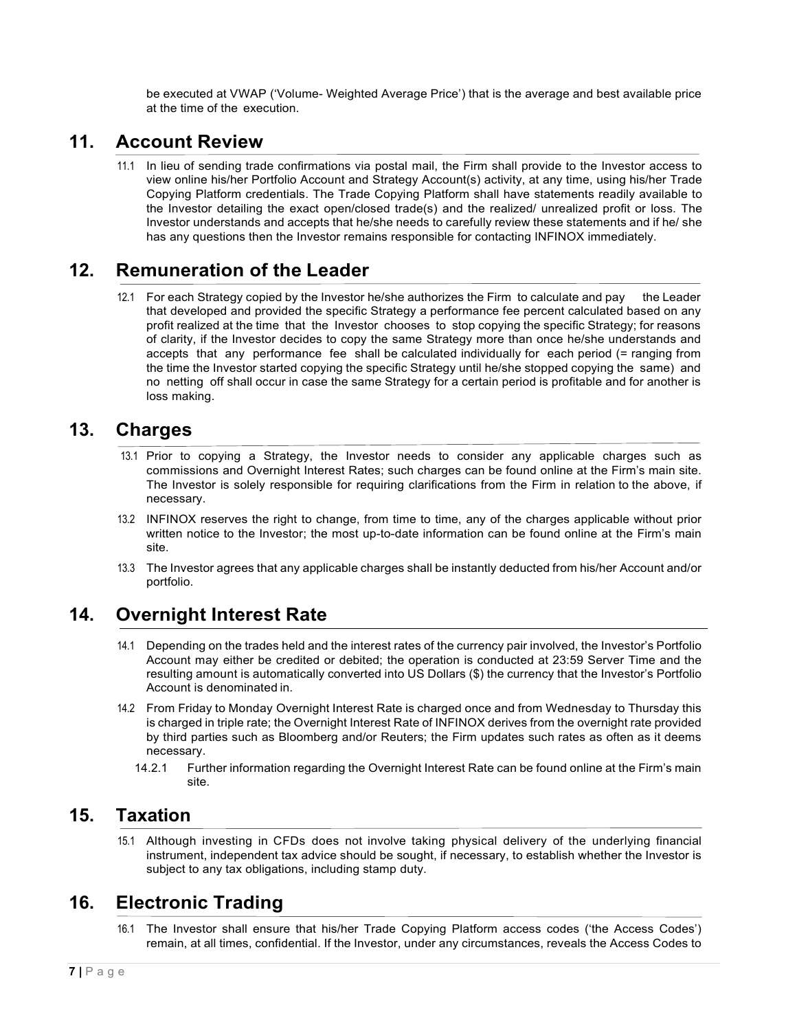be executed at VWAP ('Volume- Weighted Average Price') that is the average and best available price at the time of the execution.

## 11. Account Review

11.1 In lieu of sending trade confirmations via postal mail, the Firm shall provide to the Investor access to view online his/her Portfolio Account and Strategy Account(s) activity, at any time, using his/her Trade Copying Platform credentials. The Trade Copying Platform shall have statements readily available to the Investor detailing the exact open/closed trade(s) and the realized/ unrealized profit or loss. The Investor understands and accepts that he/she needs to carefully review these statements and if he/ she has any questions then the Investor remains responsible for contacting INFINOX immediately.

## 12. Remuneration of the Leader

12.1 For each Strategy copied by the Investor he/she authorizes the Firm to calculate and pay the Leader that developed and provided the specific Strategy a performance fee percent calculated based on any profit realized at the time that the Investor chooses to stop copying the specific Strategy; for reasons of clarity, if the Investor decides to copy the same Strategy more than once he/she understands and accepts that any performance fee shall be calculated individually for each period (= ranging from the time the Investor started copying the specific Strategy until he/she stopped copying the same) and no netting off shall occur in case the same Strategy for a certain period is profitable and for another is loss making.

## 13. Charges

13.1 Prior to copying a Strategy, the Investor needs to consider any applicable charges such as commissions and Overnight Interest Rates; such charges can be found online at the Firm's main site. The Investor is solely responsible for requiring clarifications from the Firm in relation to the above, if necessary.

13.2 INFINOX reserves the right to change, from time to time, any of the charges applicable without prior written notice to the Investor; the most up-to-date information can be found online at the Firm's main site.

13.3 The Investor agrees that any applicable charges shall be instantly deducted from his/her Account and/or portfolio.

## 14. Overnight Interest Rate

14.1 Depending on the trades held and the interest rates of the currency pair involved, the Investor's Portfolio Account may either be credited or debited; the operation is conducted at 23:59 Server Time and the resulting amount is automatically converted into US Dollars ($) the currency that the Investor's Portfolio Account is denominated in.

14.2 From Friday to Monday Overnight Interest Rate is charged once and from Wednesday to Thursday this is charged in triple rate; the Overnight Interest Rate of INFINOX derives from the overnight rate provided by third parties such as Bloomberg and/or Reuters; the Firm updates such rates as often as it deems necessary.

14.2.1 Further information regarding the Overnight Interest Rate can be found online at the Firm's main site.

## 15. Taxation

15.1 Although investing in CFDs does not involve taking physical delivery of the underlying financial instrument, independent tax advice should be sought, if necessary, to establish whether the Investor is subject to any tax obligations, including stamp duty.

## 16. Electronic Trading

16.1 The Investor shall ensure that his/her Trade Copying Platform access codes ('the Access Codes') remain, at all times, confidential. If the Investor, under any circumstances, reveals the Access Codes to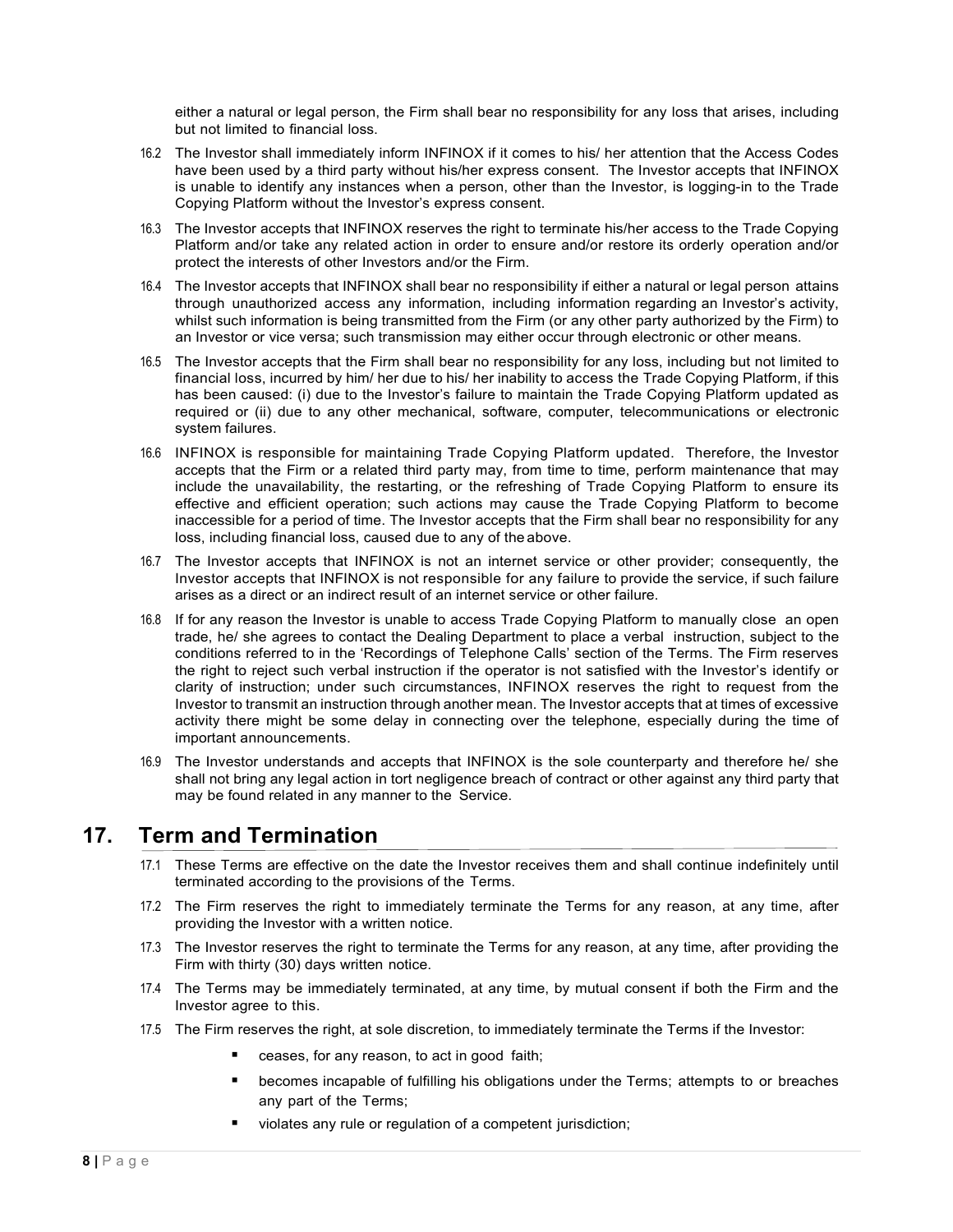either a natural or legal person, the Firm shall bear no responsibility for any loss that arises, including but not limited to financial loss.

16.2 The Investor shall immediately inform INFINOX if it comes to his/ her attention that the Access Codes have been used by a third party without his/her express consent. The Investor accepts that INFINOX is unable to identify any instances when a person, other than the Investor, is logging-in to the Trade Copying Platform without the Investor's express consent.

16.3 The Investor accepts that INFINOX reserves the right to terminate his/her access to the Trade Copying Platform and/or take any related action in order to ensure and/or restore its orderly operation and/or protect the interests of other Investors and/or the Firm.

16.4 The Investor accepts that INFINOX shall bear no responsibility if either a natural or legal person attains through unauthorized access any information, including information regarding an Investor's activity, whilst such information is being transmitted from the Firm (or any other party authorized by the Firm) to an Investor or vice versa; such transmission may either occur through electronic or other means.

16.5 The Investor accepts that the Firm shall bear no responsibility for any loss, including but not limited to financial loss, incurred by him/ her due to his/ her inability to access the Trade Copying Platform, if this has been caused: (i) due to the Investor's failure to maintain the Trade Copying Platform updated as required or (ii) due to any other mechanical, software, computer, telecommunications or electronic system failures.

16.6 INFINOX is responsible for maintaining Trade Copying Platform updated. Therefore, the Investor accepts that the Firm or a related third party may, from time to time, perform maintenance that may include the unavailability, the restarting, or the refreshing of Trade Copying Platform to ensure its effective and efficient operation; such actions may cause the Trade Copying Platform to become inaccessible for a period of time. The Investor accepts that the Firm shall bear no responsibility for any loss, including financial loss, caused due to any of the above.

16.7 The Investor accepts that INFINOX is not an internet service or other provider; consequently, the Investor accepts that INFINOX is not responsible for any failure to provide the service, if such failure arises as a direct or an indirect result of an internet service or other failure.

16.8 If for any reason the Investor is unable to access Trade Copying Platform to manually close an open trade, he/ she agrees to contact the Dealing Department to place a verbal instruction, subject to the conditions referred to in the 'Recordings of Telephone Calls' section of the Terms. The Firm reserves the right to reject such verbal instruction if the operator is not satisfied with the Investor's identify or clarity of instruction; under such circumstances, INFINOX reserves the right to request from the Investor to transmit an instruction through another mean. The Investor accepts that at times of excessive activity there might be some delay in connecting over the telephone, especially during the time of important announcements.

16.9 The Investor understands and accepts that INFINOX is the sole counterparty and therefore he/ she shall not bring any legal action in tort negligence breach of contract or other against any third party that may be found related in any manner to the Service.

## 17. Term and Termination

17.1 These Terms are effective on the date the Investor receives them and shall continue indefinitely until terminated according to the provisions of the Terms.

17.2 The Firm reserves the right to immediately terminate the Terms for any reason, at any time, after providing the Investor with a written notice.

17.3 The Investor reserves the right to terminate the Terms for any reason, at any time, after providing the Firm with thirty (30) days written notice.

17.4 The Terms may be immediately terminated, at any time, by mutual consent if both the Firm and the Investor agree to this.

17.5 The Firm reserves the right, at sole discretion, to immediately terminate the Terms if the Investor:

- ceases, for any reason, to act in good faith;
- becomes incapable of fulfilling his obligations under the Terms; attempts to or breaches any part of the Terms;
- violates any rule or regulation of a competent jurisdiction;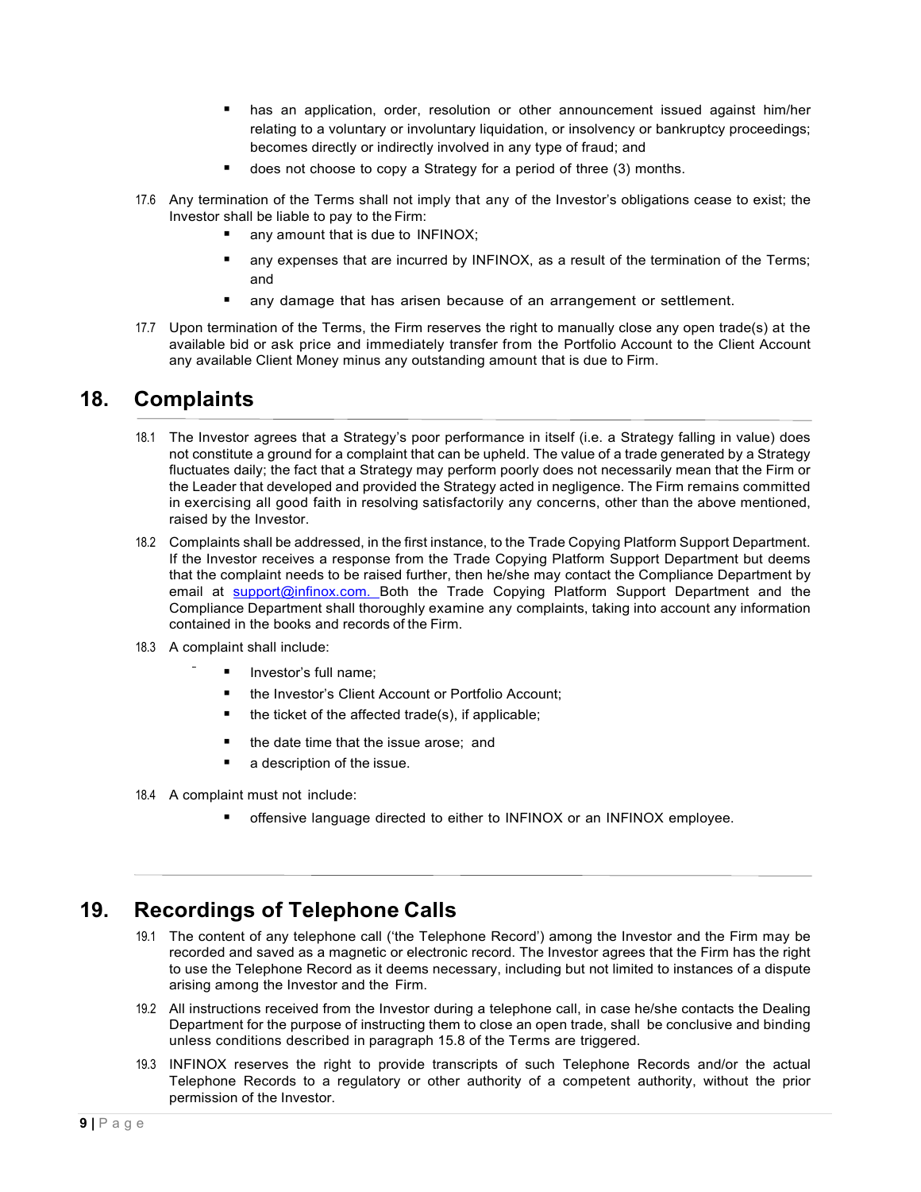- has an application, order, resolution or other announcement issued against him/her relating to a voluntary or involuntary liquidation, or insolvency or bankruptcy proceedings; becomes directly or indirectly involved in any type of fraud; and
- does not choose to copy a Strategy for a period of three (3) months.

17.6 Any termination of the Terms shall not imply that any of the Investor's obligations cease to exist; the Investor shall be liable to pay to the Firm:

- any amount that is due to INFINOX;
- any expenses that are incurred by INFINOX, as a result of the termination of the Terms; and
- any damage that has arisen because of an arrangement or settlement.

17.7 Upon termination of the Terms, the Firm reserves the right to manually close any open trade(s) at the available bid or ask price and immediately transfer from the Portfolio Account to the Client Account any available Client Money minus any outstanding amount that is due to Firm.

## 18. Complaints

18.1 The Investor agrees that a Strategy's poor performance in itself (i.e. a Strategy falling in value) does not constitute a ground for a complaint that can be upheld. The value of a trade generated by a Strategy fluctuates daily; the fact that a Strategy may perform poorly does not necessarily mean that the Firm or the Leader that developed and provided the Strategy acted in negligence. The Firm remains committed in exercising all good faith in resolving satisfactorily any concerns, other than the above mentioned, raised by the Investor.

18.2 Complaints shall be addressed, in the first instance, to the Trade Copying Platform Support Department. If the Investor receives a response from the Trade Copying Platform Support Department but deems that the complaint needs to be raised further, then he/she may contact the Compliance Department by email at support@infinox.com. Both the Trade Copying Platform Support Department and the Compliance Department shall thoroughly examine any complaints, taking into account any information contained in the books and records of the Firm.

18.3 A complaint shall include:

- Investor's full name;
- the Investor's Client Account or Portfolio Account;
- the ticket of the affected trade(s), if applicable;
- the date time that the issue arose; and
- a description of the issue.

18.4 A complaint must not include:

- offensive language directed to either to INFINOX or an INFINOX employee.

## 19. Recordings of Telephone Calls

19.1 The content of any telephone call ('the Telephone Record') among the Investor and the Firm may be recorded and saved as a magnetic or electronic record. The Investor agrees that the Firm has the right to use the Telephone Record as it deems necessary, including but not limited to instances of a dispute arising among the Investor and the Firm.

19.2 All instructions received from the Investor during a telephone call, in case he/she contacts the Dealing Department for the purpose of instructing them to close an open trade, shall be conclusive and binding unless conditions described in paragraph 15.8 of the Terms are triggered.

19.3 INFINOX reserves the right to provide transcripts of such Telephone Records and/or the actual Telephone Records to a regulatory or other authority of a competent authority, without the prior permission of the Investor.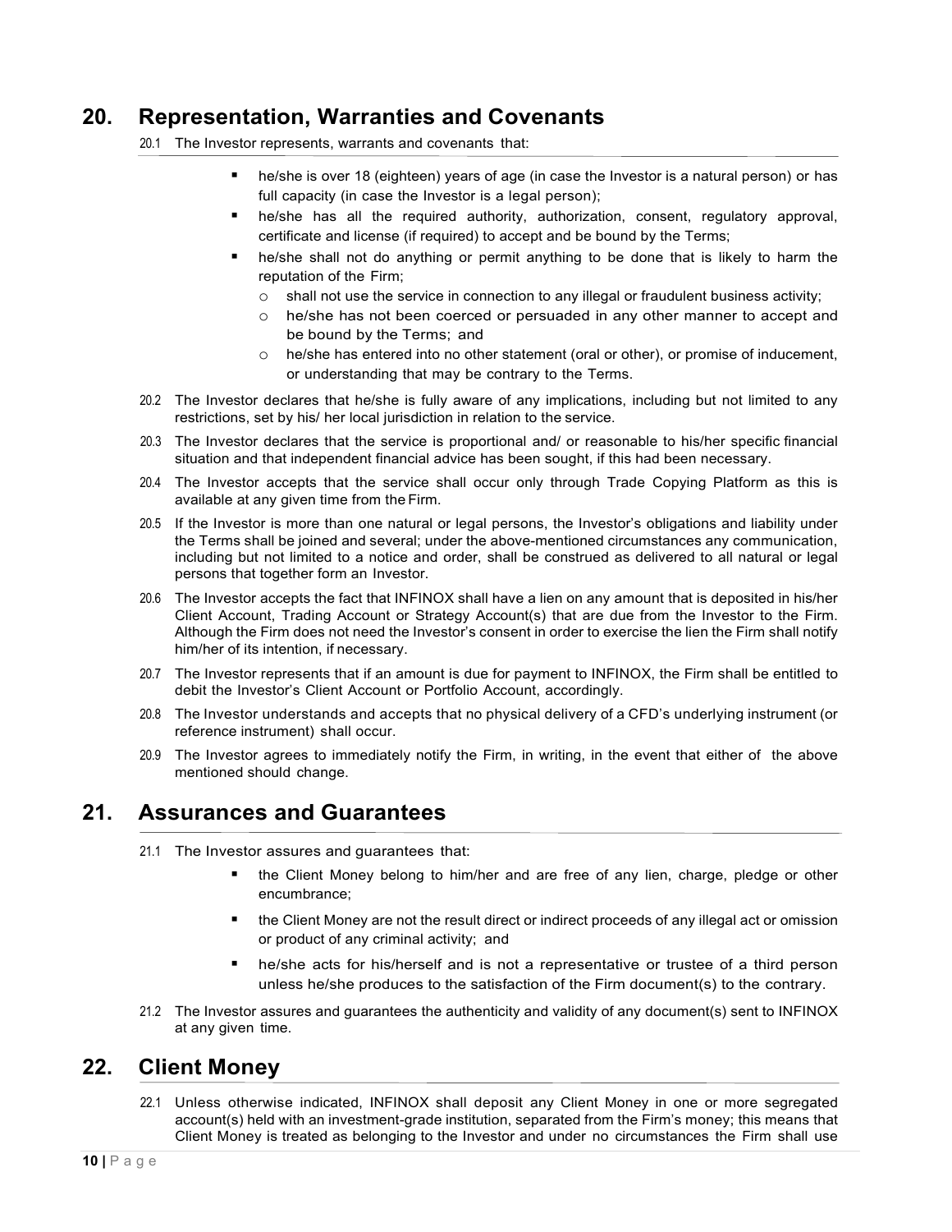## 20. Representation, Warranties and Covenants

20.1 The Investor represents, warrants and covenants that:

- he/she is over 18 (eighteen) years of age (in case the Investor is a natural person) or has full capacity (in case the Investor is a legal person);
- he/she has all the required authority, authorization, consent, regulatory approval, certificate and license (if required) to accept and be bound by the Terms;
- he/she shall not do anything or permit anything to be done that is likely to harm the reputation of the Firm;
  - shall not use the service in connection to any illegal or fraudulent business activity;
  - he/she has not been coerced or persuaded in any other manner to accept and be bound by the Terms; and
  - he/she has entered into no other statement (oral or other), or promise of inducement, or understanding that may be contrary to the Terms.

20.2 The Investor declares that he/she is fully aware of any implications, including but not limited to any restrictions, set by his/ her local jurisdiction in relation to the service.

20.3 The Investor declares that the service is proportional and/ or reasonable to his/her specific financial situation and that independent financial advice has been sought, if this had been necessary.

20.4 The Investor accepts that the service shall occur only through Trade Copying Platform as this is available at any given time from the Firm.

20.5 If the Investor is more than one natural or legal persons, the Investor's obligations and liability under the Terms shall be joined and several; under the above-mentioned circumstances any communication, including but not limited to a notice and order, shall be construed as delivered to all natural or legal persons that together form an Investor.

20.6 The Investor accepts the fact that INFINOX shall have a lien on any amount that is deposited in his/her Client Account, Trading Account or Strategy Account(s) that are due from the Investor to the Firm. Although the Firm does not need the Investor's consent in order to exercise the lien the Firm shall notify him/her of its intention, if necessary.

20.7 The Investor represents that if an amount is due for payment to INFINOX, the Firm shall be entitled to debit the Investor's Client Account or Portfolio Account, accordingly.

20.8 The Investor understands and accepts that no physical delivery of a CFD's underlying instrument (or reference instrument) shall occur.

20.9 The Investor agrees to immediately notify the Firm, in writing, in the event that either of the above mentioned should change.

## 21. Assurances and Guarantees

21.1 The Investor assures and guarantees that:

- the Client Money belong to him/her and are free of any lien, charge, pledge or other encumbrance;
- the Client Money are not the result direct or indirect proceeds of any illegal act or omission or product of any criminal activity; and
- he/she acts for his/herself and is not a representative or trustee of a third person unless he/she produces to the satisfaction of the Firm document(s) to the contrary.

21.2 The Investor assures and guarantees the authenticity and validity of any document(s) sent to INFINOX at any given time.

## 22. Client Money

22.1 Unless otherwise indicated, INFINOX shall deposit any Client Money in one or more segregated account(s) held with an investment-grade institution, separated from the Firm's money; this means that Client Money is treated as belonging to the Investor and under no circumstances the Firm shall use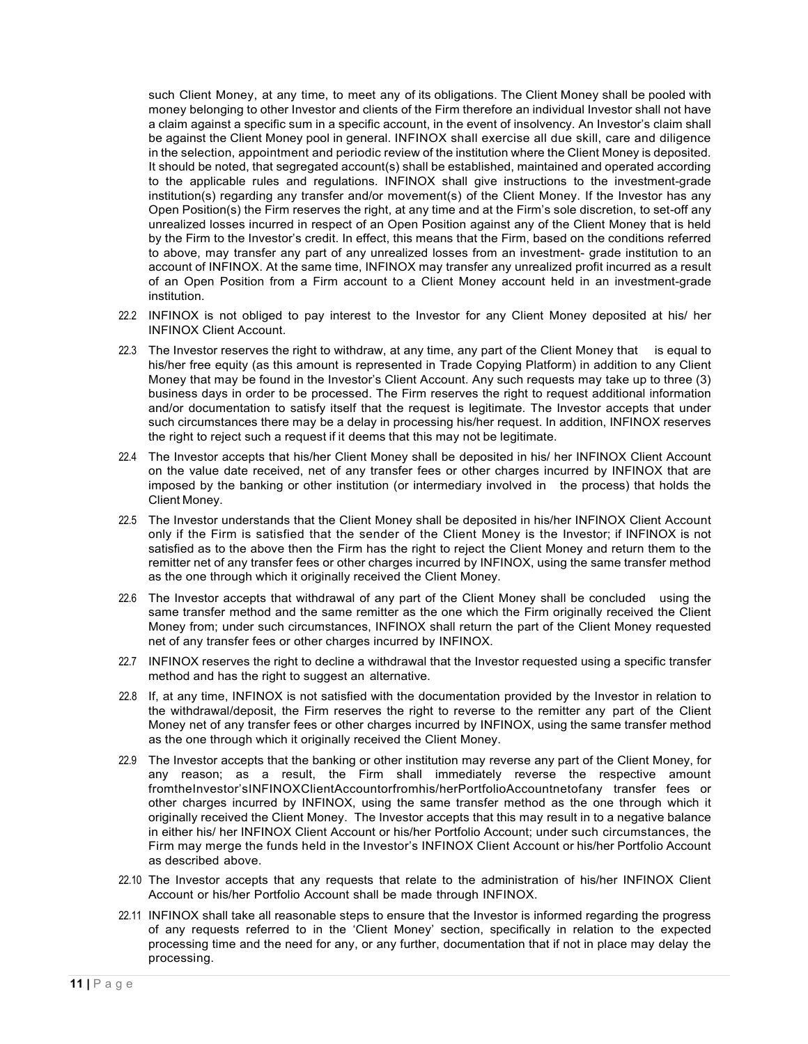such Client Money, at any time, to meet any of its obligations. The Client Money shall be pooled with money belonging to other Investor and clients of the Firm therefore an individual Investor shall not have a claim against a specific sum in a specific account, in the event of insolvency. An Investor's claim shall be against the Client Money pool in general. INFINOX shall exercise all due skill, care and diligence in the selection, appointment and periodic review of the institution where the Client Money is deposited. It should be noted, that segregated account(s) shall be established, maintained and operated according to the applicable rules and regulations. INFINOX shall give instructions to the investment-grade institution(s) regarding any transfer and/or movement(s) of the Client Money. If the Investor has any Open Position(s) the Firm reserves the right, at any time and at the Firm's sole discretion, to set-off any unrealized losses incurred in respect of an Open Position against any of the Client Money that is held by the Firm to the Investor's credit. In effect, this means that the Firm, based on the conditions referred to above, may transfer any part of any unrealized losses from an investment- grade institution to an account of INFINOX. At the same time, INFINOX may transfer any unrealized profit incurred as a result of an Open Position from a Firm account to a Client Money account held in an investment-grade institution.

22.2 INFINOX is not obliged to pay interest to the Investor for any Client Money deposited at his/ her INFINOX Client Account.

22.3 The Investor reserves the right to withdraw, at any time, any part of the Client Money that is equal to his/her free equity (as this amount is represented in Trade Copying Platform) in addition to any Client Money that may be found in the Investor's Client Account. Any such requests may take up to three (3) business days in order to be processed. The Firm reserves the right to request additional information and/or documentation to satisfy itself that the request is legitimate. The Investor accepts that under such circumstances there may be a delay in processing his/her request. In addition, INFINOX reserves the right to reject such a request if it deems that this may not be legitimate.

22.4 The Investor accepts that his/her Client Money shall be deposited in his/ her INFINOX Client Account on the value date received, net of any transfer fees or other charges incurred by INFINOX that are imposed by the banking or other institution (or intermediary involved in the process) that holds the Client Money.

22.5 The Investor understands that the Client Money shall be deposited in his/her INFINOX Client Account only if the Firm is satisfied that the sender of the Client Money is the Investor; if INFINOX is not satisfied as to the above then the Firm has the right to reject the Client Money and return them to the remitter net of any transfer fees or other charges incurred by INFINOX, using the same transfer method as the one through which it originally received the Client Money.

22.6 The Investor accepts that withdrawal of any part of the Client Money shall be concluded using the same transfer method and the same remitter as the one which the Firm originally received the Client Money from; under such circumstances, INFINOX shall return the part of the Client Money requested net of any transfer fees or other charges incurred by INFINOX.

22.7 INFINOX reserves the right to decline a withdrawal that the Investor requested using a specific transfer method and has the right to suggest an alternative.

22.8 If, at any time, INFINOX is not satisfied with the documentation provided by the Investor in relation to the withdrawal/deposit, the Firm reserves the right to reverse to the remitter any part of the Client Money net of any transfer fees or other charges incurred by INFINOX, using the same transfer method as the one through which it originally received the Client Money.

22.9 The Investor accepts that the banking or other institution may reverse any part of the Client Money, for any reason; as a result, the Firm shall immediately reverse the respective amount fromtheInvestor'sINFINOXClientAccountorfromhis/herPortfolioAccountnetofany transfer fees or other charges incurred by INFINOX, using the same transfer method as the one through which it originally received the Client Money. The Investor accepts that this may result in to a negative balance in either his/ her INFINOX Client Account or his/her Portfolio Account; under such circumstances, the Firm may merge the funds held in the Investor's INFINOX Client Account or his/her Portfolio Account as described above.

22.10 The Investor accepts that any requests that relate to the administration of his/her INFINOX Client Account or his/her Portfolio Account shall be made through INFINOX.

22.11 INFINOX shall take all reasonable steps to ensure that the Investor is informed regarding the progress of any requests referred to in the 'Client Money' section, specifically in relation to the expected processing time and the need for any, or any further, documentation that if not in place may delay the processing.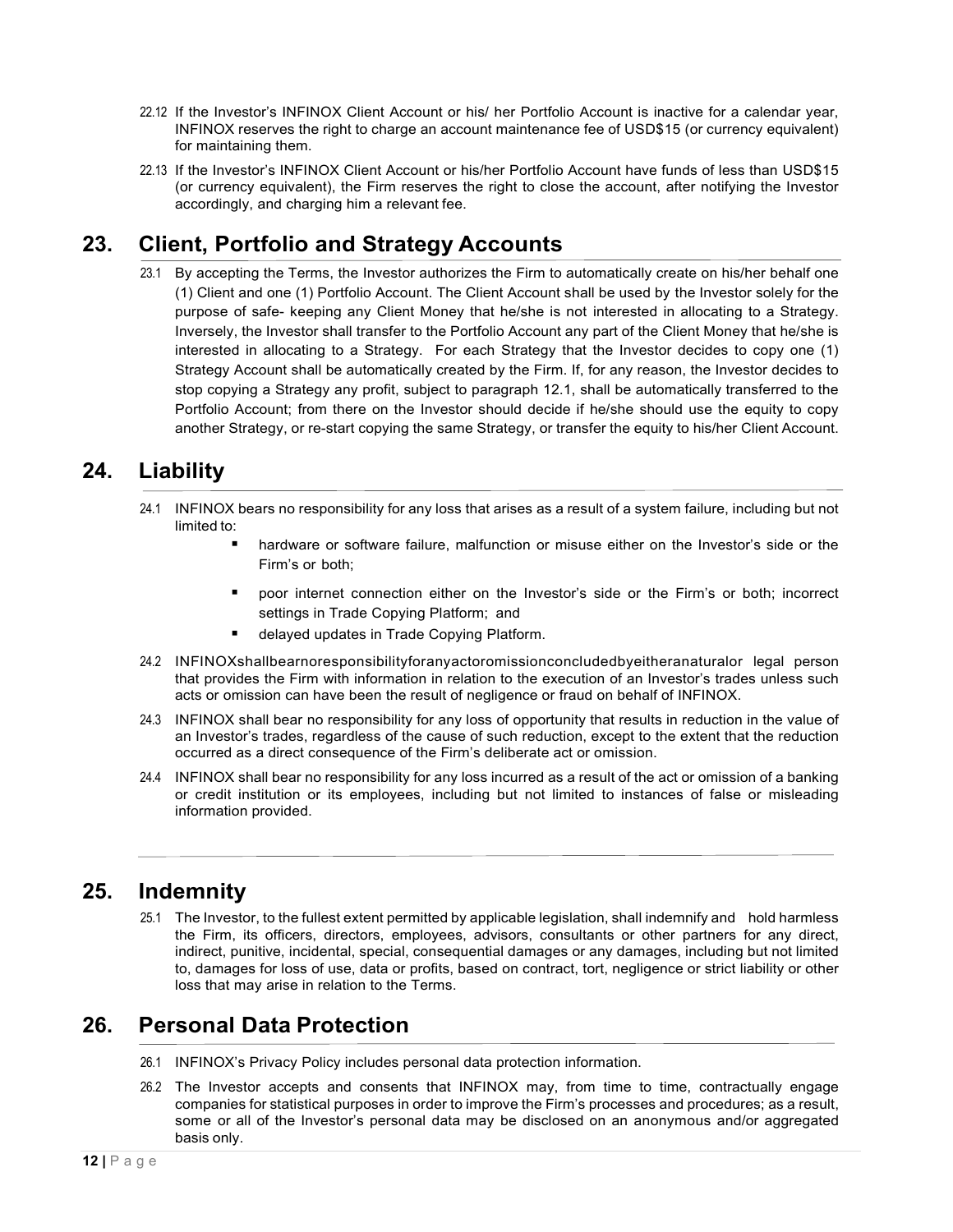22.12 If the Investor's INFINOX Client Account or his/ her Portfolio Account is inactive for a calendar year, INFINOX reserves the right to charge an account maintenance fee of USD$15 (or currency equivalent) for maintaining them.

22.13 If the Investor's INFINOX Client Account or his/her Portfolio Account have funds of less than USD$15 (or currency equivalent), the Firm reserves the right to close the account, after notifying the Investor accordingly, and charging him a relevant fee.

## 23. Client, Portfolio and Strategy Accounts

23.1 By accepting the Terms, the Investor authorizes the Firm to automatically create on his/her behalf one (1) Client and one (1) Portfolio Account. The Client Account shall be used by the Investor solely for the purpose of safe- keeping any Client Money that he/she is not interested in allocating to a Strategy. Inversely, the Investor shall transfer to the Portfolio Account any part of the Client Money that he/she is interested in allocating to a Strategy. For each Strategy that the Investor decides to copy one (1) Strategy Account shall be automatically created by the Firm. If, for any reason, the Investor decides to stop copying a Strategy any profit, subject to paragraph 12.1, shall be automatically transferred to the Portfolio Account; from there on the Investor should decide if he/she should use the equity to copy another Strategy, or re-start copying the same Strategy, or transfer the equity to his/her Client Account.

## 24. Liability

24.1 INFINOX bears no responsibility for any loss that arises as a result of a system failure, including but not limited to:

- hardware or software failure, malfunction or misuse either on the Investor's side or the Firm's or both;
- poor internet connection either on the Investor's side or the Firm's or both; incorrect settings in Trade Copying Platform; and
- delayed updates in Trade Copying Platform.

24.2 INFINOXshallbearnoresponsibilityforanyactoromissionconcludedbyeitheranaturalor legal person that provides the Firm with information in relation to the execution of an Investor's trades unless such acts or omission can have been the result of negligence or fraud on behalf of INFINOX.

24.3 INFINOX shall bear no responsibility for any loss of opportunity that results in reduction in the value of an Investor's trades, regardless of the cause of such reduction, except to the extent that the reduction occurred as a direct consequence of the Firm's deliberate act or omission.

24.4 INFINOX shall bear no responsibility for any loss incurred as a result of the act or omission of a banking or credit institution or its employees, including but not limited to instances of false or misleading information provided.

## 25. Indemnity

25.1 The Investor, to the fullest extent permitted by applicable legislation, shall indemnify and hold harmless the Firm, its officers, directors, employees, advisors, consultants or other partners for any direct, indirect, punitive, incidental, special, consequential damages or any damages, including but not limited to, damages for loss of use, data or profits, based on contract, tort, negligence or strict liability or other loss that may arise in relation to the Terms.

## 26. Personal Data Protection

26.1 INFINOX's Privacy Policy includes personal data protection information.

26.2 The Investor accepts and consents that INFINOX may, from time to time, contractually engage companies for statistical purposes in order to improve the Firm's processes and procedures; as a result, some or all of the Investor's personal data may be disclosed on an anonymous and/or aggregated basis only.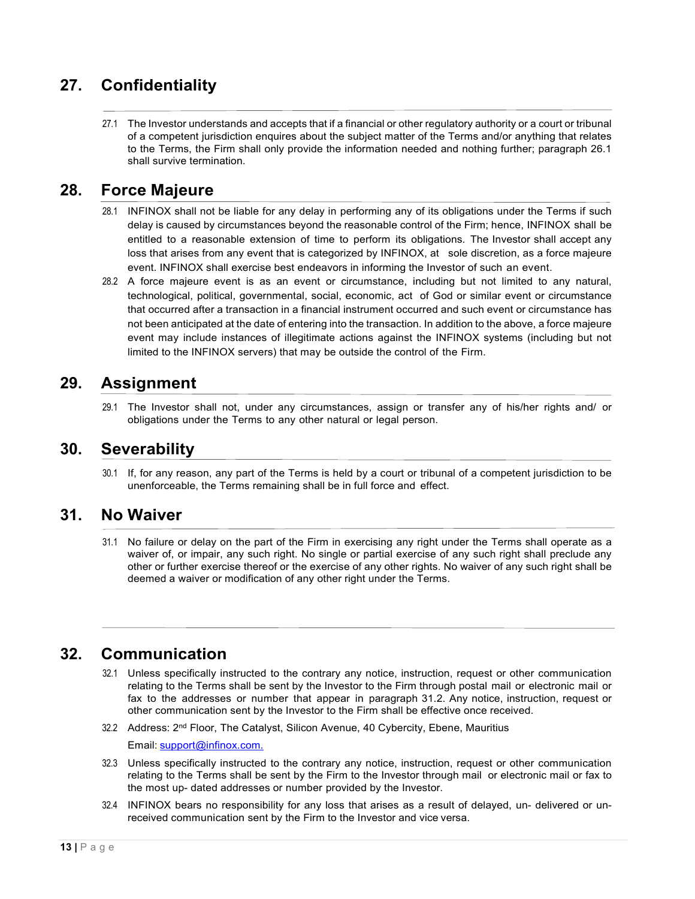## 27. Confidentiality

27.1 The Investor understands and accepts that if a financial or other regulatory authority or a court or tribunal of a competent jurisdiction enquires about the subject matter of the Terms and/or anything that relates to the Terms, the Firm shall only provide the information needed and nothing further; paragraph 26.1 shall survive termination.

## 28. Force Majeure

28.1 INFINOX shall not be liable for any delay in performing any of its obligations under the Terms if such delay is caused by circumstances beyond the reasonable control of the Firm; hence, INFINOX shall be entitled to a reasonable extension of time to perform its obligations. The Investor shall accept any loss that arises from any event that is categorized by INFINOX, at sole discretion, as a force majeure event. INFINOX shall exercise best endeavors in informing the Investor of such an event.

28.2 A force majeure event is as an event or circumstance, including but not limited to any natural, technological, political, governmental, social, economic, act of God or similar event or circumstance that occurred after a transaction in a financial instrument occurred and such event or circumstance has not been anticipated at the date of entering into the transaction. In addition to the above, a force majeure event may include instances of illegitimate actions against the INFINOX systems (including but not limited to the INFINOX servers) that may be outside the control of the Firm.

## 29. Assignment

29.1 The Investor shall not, under any circumstances, assign or transfer any of his/her rights and/ or obligations under the Terms to any other natural or legal person.

## 30. Severability

30.1 If, for any reason, any part of the Terms is held by a court or tribunal of a competent jurisdiction to be unenforceable, the Terms remaining shall be in full force and effect.

## 31. No Waiver

31.1 No failure or delay on the part of the Firm in exercising any right under the Terms shall operate as a waiver of, or impair, any such right. No single or partial exercise of any such right shall preclude any other or further exercise thereof or the exercise of any other rights. No waiver of any such right shall be deemed a waiver or modification of any other right under the Terms.

## 32. Communication

32.1 Unless specifically instructed to the contrary any notice, instruction, request or other communication relating to the Terms shall be sent by the Investor to the Firm through postal mail or electronic mail or fax to the addresses or number that appear in paragraph 31.2. Any notice, instruction, request or other communication sent by the Investor to the Firm shall be effective once received.

32.2 Address: 2nd Floor, The Catalyst, Silicon Avenue, 40 Cybercity, Ebene, Mauritius

Email: support@infinox.com.

32.3 Unless specifically instructed to the contrary any notice, instruction, request or other communication relating to the Terms shall be sent by the Firm to the Investor through mail or electronic mail or fax to the most up- dated addresses or number provided by the Investor.

32.4 INFINOX bears no responsibility for any loss that arises as a result of delayed, un- delivered or un-received communication sent by the Firm to the Investor and vice versa.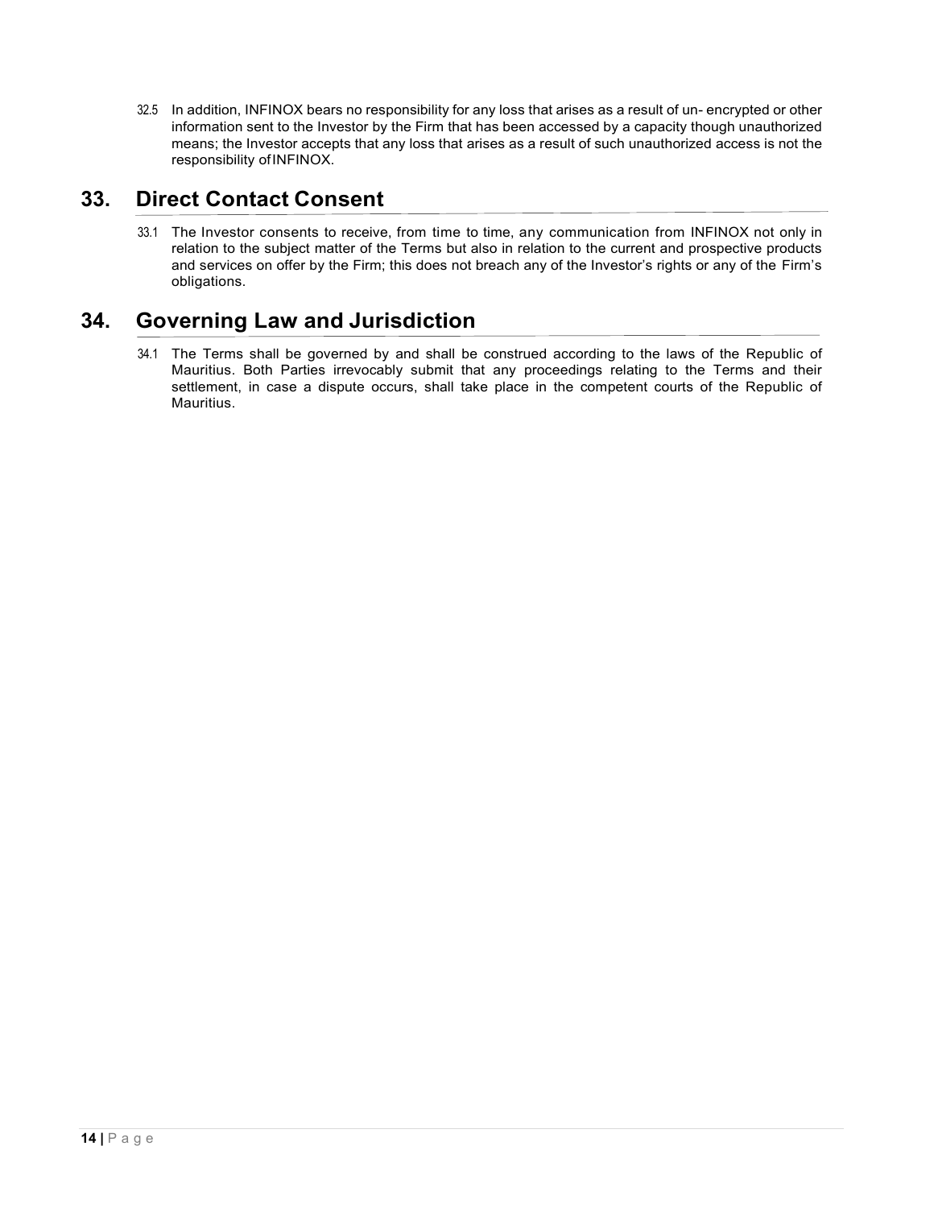32.5 In addition, INFINOX bears no responsibility for any loss that arises as a result of un- encrypted or other information sent to the Investor by the Firm that has been accessed by a capacity though unauthorized means; the Investor accepts that any loss that arises as a result of such unauthorized access is not the responsibility of INFINOX.

## 33. Direct Contact Consent

33.1 The Investor consents to receive, from time to time, any communication from INFINOX not only in relation to the subject matter of the Terms but also in relation to the current and prospective products and services on offer by the Firm; this does not breach any of the Investor's rights or any of the Firm's obligations.

## 34. Governing Law and Jurisdiction

34.1 The Terms shall be governed by and shall be construed according to the laws of the Republic of Mauritius. Both Parties irrevocably submit that any proceedings relating to the Terms and their settlement, in case a dispute occurs, shall take place in the competent courts of the Republic of Mauritius.